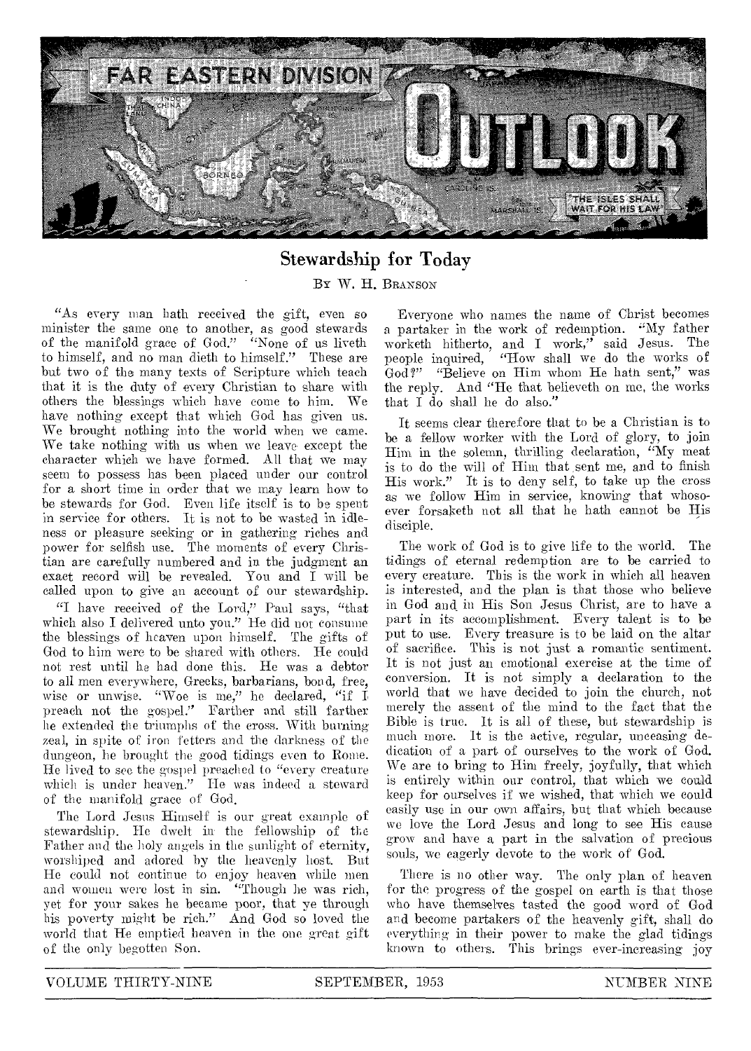# FAR EASTERN DIVISION OUTLOOK

"THE ISLES SHALL WAIT FOR HIS LAW"

## Stewardship for Today

By W. H. Branson

"As every man hath received the gift, even so minister the same one to another, as good stewards of the manifold grace of God." "None of us liveth to himself, and no man dieth to himself." These are but two of the many texts of Scripture which teach that it is the duty of every Christian to share with others the blessings which have come to him. We have nothing except that which God has given us. We brought nothing into the world when we came. We take nothing with us when we leave except the character which we have formed. All that we may seem to possess has been placed under our control for a short time in order that we may learn how to be stewards for God. Even life itself is to be spent in service for others. It is not to be wasted in idleness or pleasure seeking or in gathering riches and power for selfish use. The moments of every Christian are carefully numbered and in the judgment an exact record will be revealed. You and I will be called upon to give an account of our stewardship.

"I have received of the Lord," Paul says, "that which also I delivered unto you." He did not consume the blessings of heaven upon himself. The gifts of God to him were to be shared with others. He could not rest until he had done this. He was a debtor to all men everywhere, Greeks, barbarians, bond, free, wise or unwise. "Woe is me," he declared, "if I preach not the gospel." Farther and still farther he extended the triumphs of the cross. With burning zeal, in spite of iron fetters and the darkness of the dungeon, he brought the good tidings even to Rome. He lived to see the gospel preached to "every creature which is under heaven." He was indeed a steward of the manifold grace of God.

The Lord Jesus Himself is our great example of stewardship. He dwelt in the fellowship of the Father and the holy angels in the sunlight of eternity, worshiped and adored by the heavenly host. But He could not continue to enjoy heaven while men and women were lost in sin. "Though he was rich, yet for your sakes he became poor, that ye through his poverty might be rich." And God so loved the world that He emptied heaven in the one great gift of the only begotten Son.

Everyone who names the name of Christ becomes a partaker in the work of redemption. "My father worketh hitherto, and I work," said Jesus. The people inquired, "How shall we do the works of God?" "Believe on Him whom He hath sent," was the reply. And "He that believeth on me, the works that I do shall he do also."

It seems clear therefore that to be a Christian is to be a fellow worker with the Lord of glory, to join Him in the solemn, thrilling declaration, "My meat is to do the will of Him that sent me, and to finish His work." It is to deny self, to take up the cross as we follow Him in service, knowing that whosoever forsaketh not all that he hath cannot be His disciple.

The work of God is to give life to the world. The tidings of eternal redemption are to be carried to every creature. This is the work in which all heaven is interested, and the plan is that those who believe in God and in His Son Jesus Christ, are to have a part in its accomplishment. Every talent is to be put to use. Every treasure is to be laid on the altar of sacrifice. This is not just a romantic sentiment. It is not just an emotional exercise at the time of conversion. It is not simply a declaration to the world that we have decided to join the church, not merely the assent of the mind to the fact that the Bible is true. It is all of these, but stewardship is much more. It is the active, regular, unceasing dedication of a part of ourselves to the work of God. We are to bring to Him freely, joyfully, that which is entirely within our control, that which we could keep for ourselves if we wished, that which we could easily use in our own affairs, but that which because we love the Lord Jesus and long to see His cause grow and have a part in the salvation of precious souls, we eagerly devote to the work of God.

There is no other way. The only plan of heaven for the progress of the gospel on earth is that those who have themselves tasted the good word of God and become partakers of the heavenly gift, shall do everything in their power to make the glad tidings known to others. This brings ever-increasing joy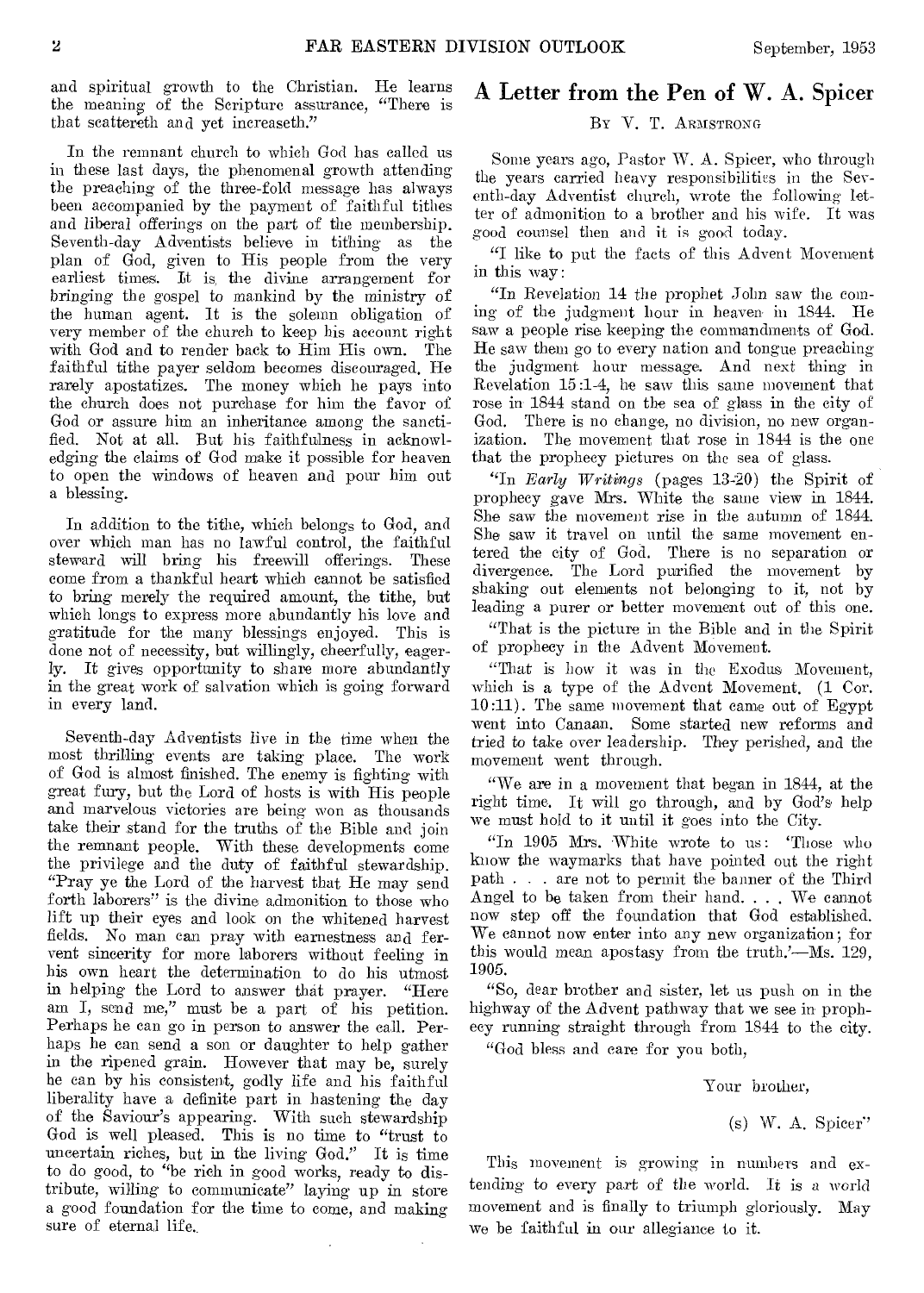and spiritual growth to the Christian. He learns the meaning of the Scripture assurance, "There is that scattereth and yet increaseth."

In the remnant church to which God has called us in these last days, the phenomenal growth attending the preaching of the three-fold message has always been accompanied by the payment of faithful tithes and liberal offerings on the part of the membership. Seventh-day Adventists believe in tithing as the plan of God, given to His people from the very earliest times. It is the divine arrangement for bringing the gospel to mankind by the ministry of the human agent. It is the solemn obligation of very member of the church to keep his account right with God and to render back to Him His own. The faithful tithe payer seldom becomes discouraged. He rarely apostatizes. The money which he pays into the church does not purchase for him the favor of God or assure him an inheritance among the sanctified. Not at all. But his faithfulness in acknowledging the claims of God make it possible for heaven to open the windows of heaven and pour him out a blessing.

In addition to the tithe, which belongs to God, and over which man has no lawful control, the faithful steward will bring his freewill offerings. These come from a thankful heart which cannot be satisfied to bring merely the required amount, the tithe, but which longs to express more abundantly his love and gratitude for the many blessings enjoyed. This is done not of necessity, but willingly, cheerfully, eagerly. It gives opportunity to share more abundantly in the great work of salvation which is going forward in every land.

Seventh-day Adventists live in the time when the most thrilling events are taking place. The work of God is almost finished. The enemy is fighting with great fury, but the Lord of hosts is with His people and marvelous victories are being won as thousands take their stand for the truths of the Bible and join the remnant people. With these developments come the privilege and the duty of faithful stewardship. "Pray ye the Lord of the harvest that He may send forth laborers" is the divine admonition to those who lift up their eyes and look on the whitened harvest fields. No man can pray with earnestness and fervent sincerity for more laborers without feeling in his own heart the determination to do his utmost in helping the Lord to answer that prayer. "Here am I, send me," must be a part of his petition. Perhaps he can go in person to answer the call. Perhaps he can send a son or daughter to help gather in the ripened grain. However that may be, surely he can by his consistent, godly life and his faithful liberality have a definite part in hastening the day of the Saviour's appearing. With such stewardship God is well pleased. This is no time to "trust to uncertain riches, but in the living God." It is time to do good, to "be rich in good works, ready to distribute, willing to communicate" laying up in store a good foundation for the time to come, and making sure of eternal life.

## A Letter from the Pen of W. A. Spicer

By V. T. Armstrong

Some years ago, Pastor W. A. Spicer, who through the years carried heavy responsibilities in the Seventh-day Adventist church, wrote the following letter of admonition to a brother and his wife. It was good counsel then and it is good today.

"I like to put the facts of this Advent Movement in this way:

"In Revelation 14 the prophet John saw the coming of the judgment hour in heaven in 1844. He saw a people rise keeping the commandments of God. He saw them go to every nation and tongue preaching the judgment hour message. And next thing in Revelation 15:1-4, he saw this same movement that rose in 1844 stand on the sea of glass in the city of God. There is no change, no division, no new organization. The movement that rose in 1844 is the one that the prophecy pictures on the sea of glass.

"In *Early Writings* (pages 13-20) the Spirit of prophecy gave Mrs. White the same view in 1844. She saw the movement rise in the autumn of 1844. She saw it travel on until the same movement entered the city of God. There is no separation or divergence. The Lord purified the movement by shaking out elements not belonging to it, not by leading a purer or better movement out of this one.

"That is the picture in the Bible and in the Spirit of prophecy in the Advent Movement.

"That is how it was in the Exodus Movement, which is a type of the Advent Movement. (1 Cor. 10:11). The same movement that came out of Egypt went into Canaan. Some started new reforms and tried to take over leadership. They perished, and the movement went through.

"We are in a movement that began in 1844, at the right time. It will go through, and by God's help we must hold to it until it goes into the City.

"In 1905 Mrs. White wrote to us: 'Those who know the waymarks that have pointed out the right path . . . are not to permit the banner of the Third Angel to be taken from their hand. . . . We cannot now step off the foundation that God established. We cannot now enter into any new organization; for this would mean apostasy from the truth.'—Ms. 129, 1905.

"So, dear brother and sister, let us push on in the highway of the Advent pathway that we see in prophecy running straight through from 1844 to the city.

"God bless and care for you both,

Your brother,

(s) W. A. Spicer"

This movement is growing in numbers and extending to every part of the world. It is a world movement and is finally to triumph gloriously. May we be faithful in our allegiance to it.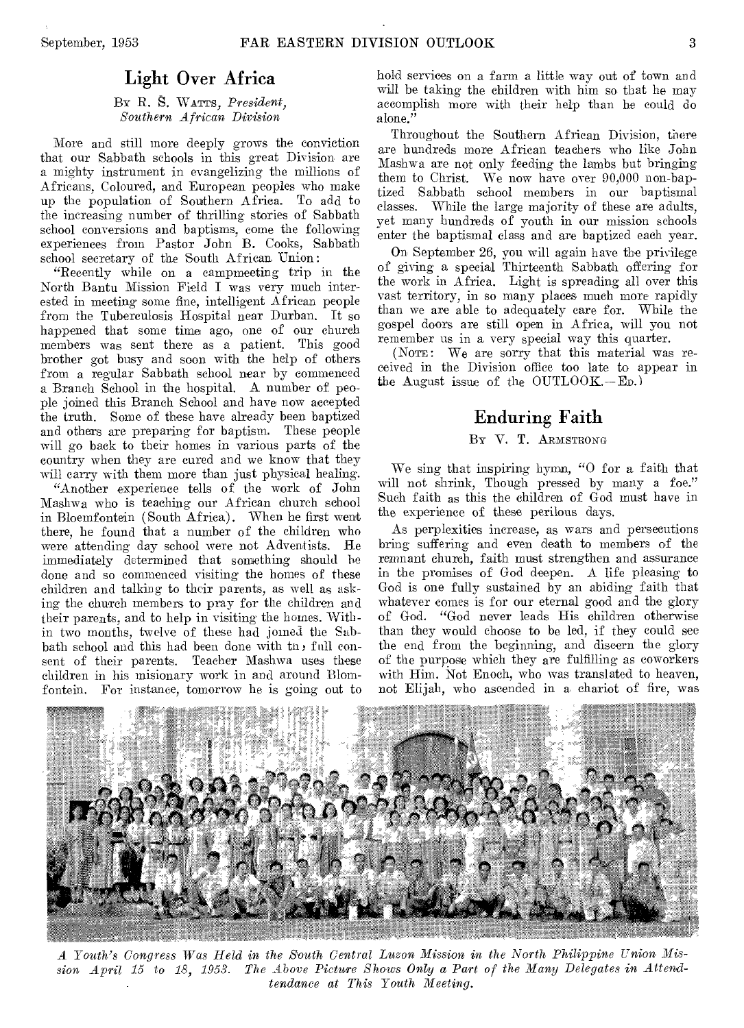## Light Over Africa

By R. S. Watts, *President, Southern African Division*

More and still more deeply grows the conviction that our Sabbath schools in this great Division are a mighty instrument in evangelizing the millions of Africans, Coloured, and European peoples who make up the population of Southern Africa. To add to the increasing number of thrilling stories of Sabbath school conversions and baptisms, come the following experiences from Pastor John B. Cooks, Sabbath school secretary of the South African Union:

"Recently while on a campmeeting trip in the North Bantu Mission Field I was very much interested in meeting some fine, intelligent African people from the Tuberculosis Hospital near Durban. It so happened that some time ago, one of our church members was sent there as a patient. This good brother got busy and soon with the help of others from a regular Sabbath school near by commenced a Branch School in the hospital. A number of people joined this Branch School and have now accepted the truth. Some of these have already been baptized and others are preparing for baptism. These people will go back to their homes in various parts of the country when they are cured and we know that they will carry with them more than just physical healing.

"Another experience tells of the work of John Mashwa who is teaching our African church school in Bloemfontein (South Africa). When he first went there, he found that a number of the children who were attending day school were not Adventists. He immediately determined that something should be done and so commenced visiting the homes of these children and talking to their parents, as well as asking the church members to pray for the children and their parents, and to help in visiting the homes. Within two months, twelve of these had joined the Sabbath school and this had been done with the full consent of their parents. Teacher Mashwa uses these children in his misionary work in and around Blomfontein. For instance, tomorrow he is going out to hold services on a farm a little way out of town and will be taking the children with him so that he may accomplish more with their help than he could do alone."

Throughout the Southern African Division, there are hundreds more African teachers who like John Mashwa are not only feeding the lambs but bringing them to Christ. We now have over 90,000 non-baptized Sabbath school members in our baptismal classes. While the large majority of these are adults, yet many hundreds of youth in our mission schools enter the baptismal class and are baptized each year.

On September 26, you will again have the privilege of giving a special Thirteenth Sabbath offering for the work in Africa. Light is spreading all over this vast territory, in so many places much more rapidly than we are able to adequately care for. While the gospel doors are still open in Africa, will you not remember us in a very special way this quarter.

(Note: We are sorry that this material was received in the Division office too late to appear in the August issue of the OUTLOOK.—Ed.)

## Enduring Faith

By V. T. Armstrong

We sing that inspiring hymn, "O for a faith that will not shrink, Though pressed by many a foe." Such faith as this the children of God must have in the experience of these perilous days.

As perplexities increase, as wars and persecutions bring suffering and even death to members of the remnant church, faith must strengthen and assurance in the promises of God deepen. A life pleasing to God is one fully sustained by an abiding faith that whatever comes is for our eternal good and the glory of God. "God never leads His children otherwise than they would choose to be led, if they could see the end from the beginning, and discern the glory of the purpose which they are fulfilling as coworkers with Him. Not Enoch, who was translated to heaven, not Elijah, who ascended in a chariot of fire, was

*A Youth's Congress Was Held in the South Central Luzon Mission in the North Philippine Union Mission April 15 to 18, 1953. The Above Picture Shows Only a Part of the Many Delegates in Attendtendance at This Youth Meeting.*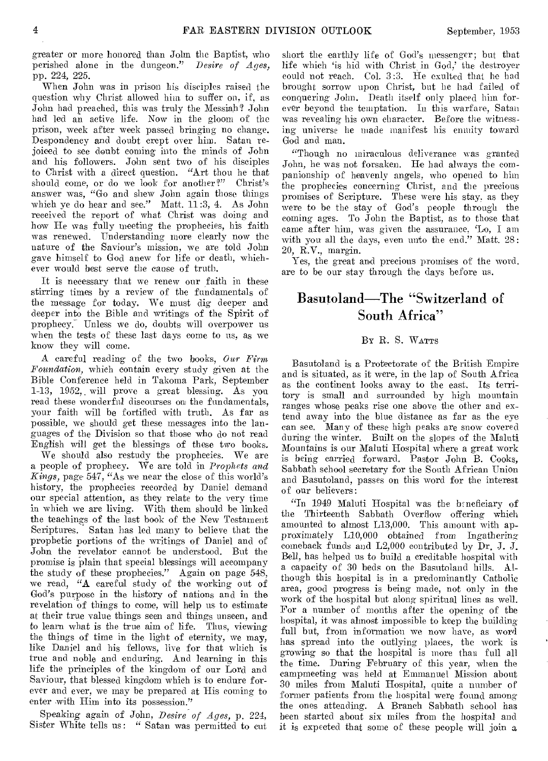greater or more honored than John the Baptist, who perished alone in the dungeon." *Desire of Ages,* pp. 224, 225.

When John was in prison his disciples raised the question why Christ allowed him to suffer on, if, as John had preached, this was truly the Messiah? John had led an active life. Now in the gloom of the prison, week after week passed bringing no change. Despondency and doubt crept over him. Satan rejoiced to see doubt coming into the minds of John and his followers. John sent two of his disciples to Christ with a direct question. "Art thou he that should come, or do we look for another?" Christ's answer was, "Go and shew John again those things which ye do hear and see." Matt. 11:3, 4. As John received the report of what Christ was doing and how He was fully meeting the prophecies, his faith was renewed. Understanding more clearly now the nature of the Saviour's mission, we are told John gave himself to God anew for life or death, whichever would best serve the cause of truth.

It is necessary that we renew our faith in these stirring times by a review of the fundamentals of the message for today. We must dig deeper and deeper into the Bible and writings of the Spirit of prophecy. Unless we do, doubts will overpower us when the tests of these last days come to us, as we know they will come.

A careful reading of the two books, *Our Firm Foundation,* which contain every study given at the Bible Conference held in Takoma Park, September 1-13, 1952, will prove a great blessing. As you read these wonderful discourses on the fundamentals, your faith will be fortified with truth. As far as possible, we should get these messages into the languages of the Division so that those who do not read English will get the blessings of these two books.

We should also restudy the prophecies. We are a people of prophecy. We are told in *Prophets and Kings,* page 547, "As we near the close of this world's history, the prophecies recorded by Daniel demand our special attention, as they relate to the very time in which we are living. With them should be linked the teachings of the last book of the New Testament Scriptures. Satan has led many to believe that the prophetic portions of the writings of Daniel and of John the revelator cannot be understood. But the promise is plain that special blessings will accompany the study of these prophecies." Again on page 548, we read, "A careful study of the working out of God's purpose in the history of nations and in the revelation of things to come, will help us to estimate at their true value things seen and things unseen, and to learn what is the true aim of life. Thus, viewing the things of time in the light of eternity, we may, like Daniel and his fellows, live for that which is true and noble and enduring. And learning in this life the principles of the kingdom of our Lord and Saviour, that blessed kingdom which is to endure forever and ever, we may be prepared at His coming to enter with Him into its possession."

Speaking again of John, *Desire of Ages,* p. 224, Sister White tells us: "Satan was permitted to cut short the earthly life of God's messenger; but that life which 'is hid with Christ in God,' the destroyer could not reach. Col. 3:3. He exulted that he had brought sorrow upon Christ, but he had failed of conquering John. Death itself only placed him forever beyond the temptation. In this warfare, Satan was revealing his own character. Before the witnessing universe he made manifest his enmity toward God and man.

"Though no miraculous deliverance was granted John, he was not forsaken. He had always the companionship of heavenly angels, who opened to him the prophecies concerning Christ, and the precious promises of Scripture. These were his stay, as they were to be the stay of God's people through the coming ages. To John the Baptist, as to those that came after him, was given the assurance, 'Lo, I am with you all the days, even unto the end." Matt. 28:20, R.V., margin.

Yes, the great and precious promises of the word, are to be our stay through the days before us.

## Basutoland—The "Switzerland of South Africa"

By R. S. Watts

Basutoland is a Protectorate of the British Empire and is situated, as it were, in the lap of South Africa as the continent looks away to the east. Its territory is small and surrounded by high mountain ranges whose peaks rise one above the other and extend away into the blue distance as far as the eye can see. Many of these high peaks are snow covered during the winter. Built on the slopes of the Maluti Mountains is our Maluti Hospital where a great work is being carried forward. Pastor John B. Cooks, Sabbath school secretary for the South African Union and Basutoland, passes on this word for the interest of our believers:

"In 1949 Maluti Hospital was the beneficiary of the Thirteenth Sabbath Overflow offering which amounted to almost L13,000. This amount with approximately L10,000 obtained from Ingathering comeback funds and L2,000 contributed by Dr. J. J. Bell, has helped us to build a creditable hospital with a capacity of 30 beds on the Basutoland hills. Although this hospital is in a predominantly Catholic area, good progress is being made, not only in the work of the hospital but along spiritual lines as well. For a number of months after the opening of the hospital, it was almost impossible to keep the building full but, from information we now have, as word has spread into the outlying places, the work is growing so that the hospital is more than full all the time. During February of this year, when the campmeeting was held at Emmanuel Mission about 30 miles from Maluti Hospital, quite a number of former patients from the hospital were found among the ones attending. A Branch Sabbath school has been started about six miles from the hospital and it is expected that some of these people will join a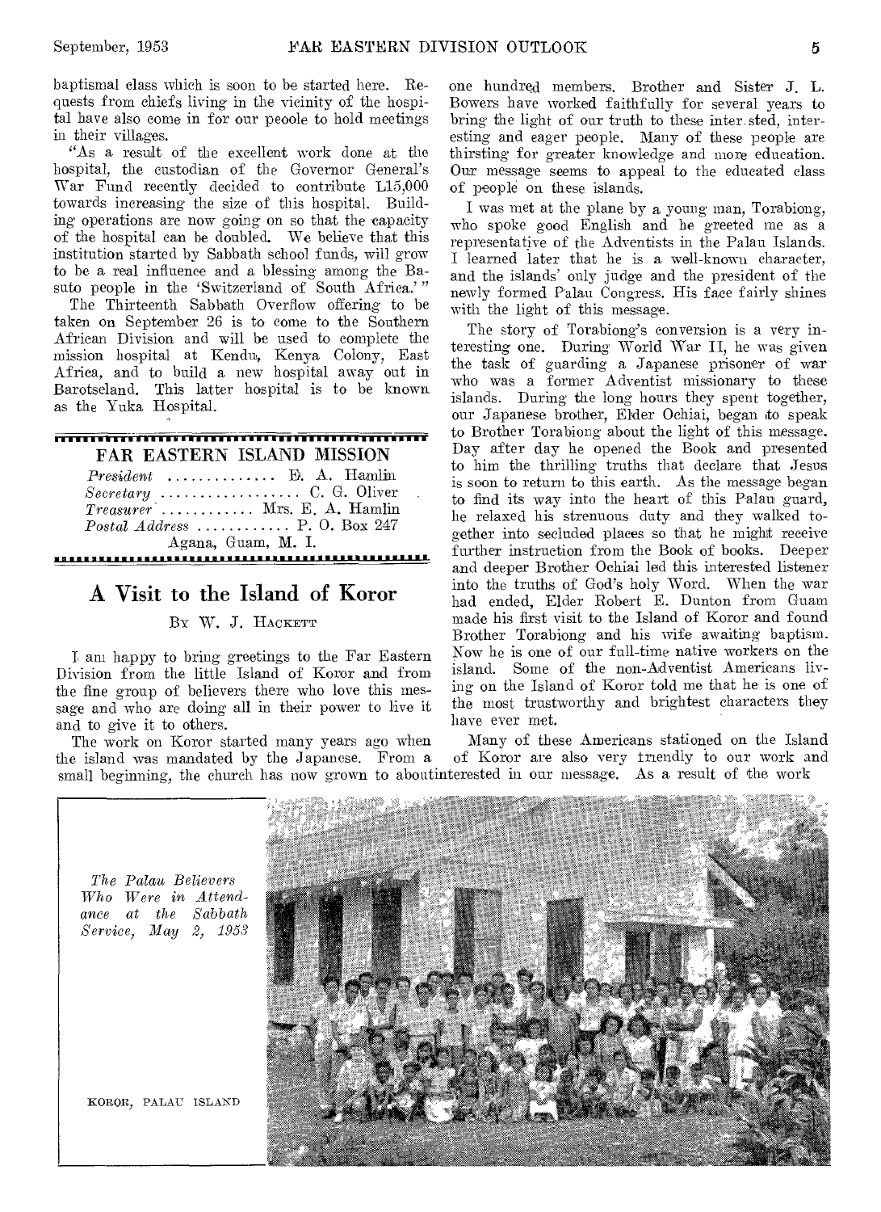baptismal class which is soon to be started here. Requests from chiefs living in the vicinity of the hospital have also come in for our peoole to hold meetings in their villages.

"As a result of the excellent work done at the hospital, the custodian of the Governor General's War Fund recently decided to contribute L15,000 towards increasing the size of this hospital. Building operations are now going on so that the capacity of the hospital can be doubled. We believe that this institution started by Sabbath school funds, will grow to be a real influence and a blessing among the Basuto people in the 'Switzerland of South Africa.'"

The Thirteenth Sabbath Overflow offering to be taken on September 26 is to come to the Southern African Division and will be used to complete the mission hospital at Kendu, Kenya Colony, East Africa, and to build a new hospital away out in Barotseland. This latter hospital is to be known as the Yuka Hospital.

## FAR EASTERN ISLAND MISSION

*President* .............. E. A. Hamlin
*Secretary* .................. C. G. Oliver
*Treasurer* ............ Mrs. E. A. Hamlin
*Postal Address* ............ P. O. Box 247
Agana, Guam, M. I.

# A Visit to the Island of Koror

BY W. J. HACKETT

I am happy to bring greetings to the Far Eastern Division from the little Island of Koror and from the fine group of believers there who love this message and who are doing all in their power to live it and to give it to others.

The work on Koror started many years ago when the island was mandated by the Japanese. From a small beginning, the church has now grown to about one hundred members. Brother and Sister J. L. Bowers have worked faithfully for several years to bring the light of our truth to these inter-sted, interesting and eager people. Many of these people are thirsting for greater knowledge and more education. Our message seems to appeal to the educated class of people on these islands.

I was met at the plane by a young man, Torabiong, who spoke good English and he greeted me as a representative of the Adventists in the Palau Islands. I learned later that he is a well-known character, and the islands' only judge and the president of the newly formed Palau Congress. His face fairly shines with the light of this message.

The story of Torabiong's conversion is a very interesting one. During World War II, he was given the task of guarding a Japanese prisoner of war who was a former Adventist missionary to these islands. During the long hours they spent together, our Japanese brother, Elder Ochiai, began to speak to Brother Torabiong about the light of this message. Day after day he opened the Book and presented to him the thrilling truths that declare that Jesus is soon to return to this earth. As the message began to find its way into the heart of this Palau guard, he relaxed his strenuous duty and they walked together into secluded places so that he might receive further instruction from the Book of books. Deeper and deeper Brother Ochiai led this interested listener into the truths of God's holy Word. When the war had ended, Elder Robert E. Dunton from Guam made his first visit to the Island of Koror and found Brother Torabiong and his wife awaiting baptism. Now he is one of our full-time native workers on the island. Some of the non-Adventist Americans living on the Island of Koror told me that he is one of the most trustworthy and brightest characters they have ever met.

Many of these Americans stationed on the Island of Koror are also very friendly to our work and interested in our message. As a result of the work

*The Palau Believers Who Were in Attendance at the Sabbath Service, May 2, 1953*

KOROR, PALAU ISLAND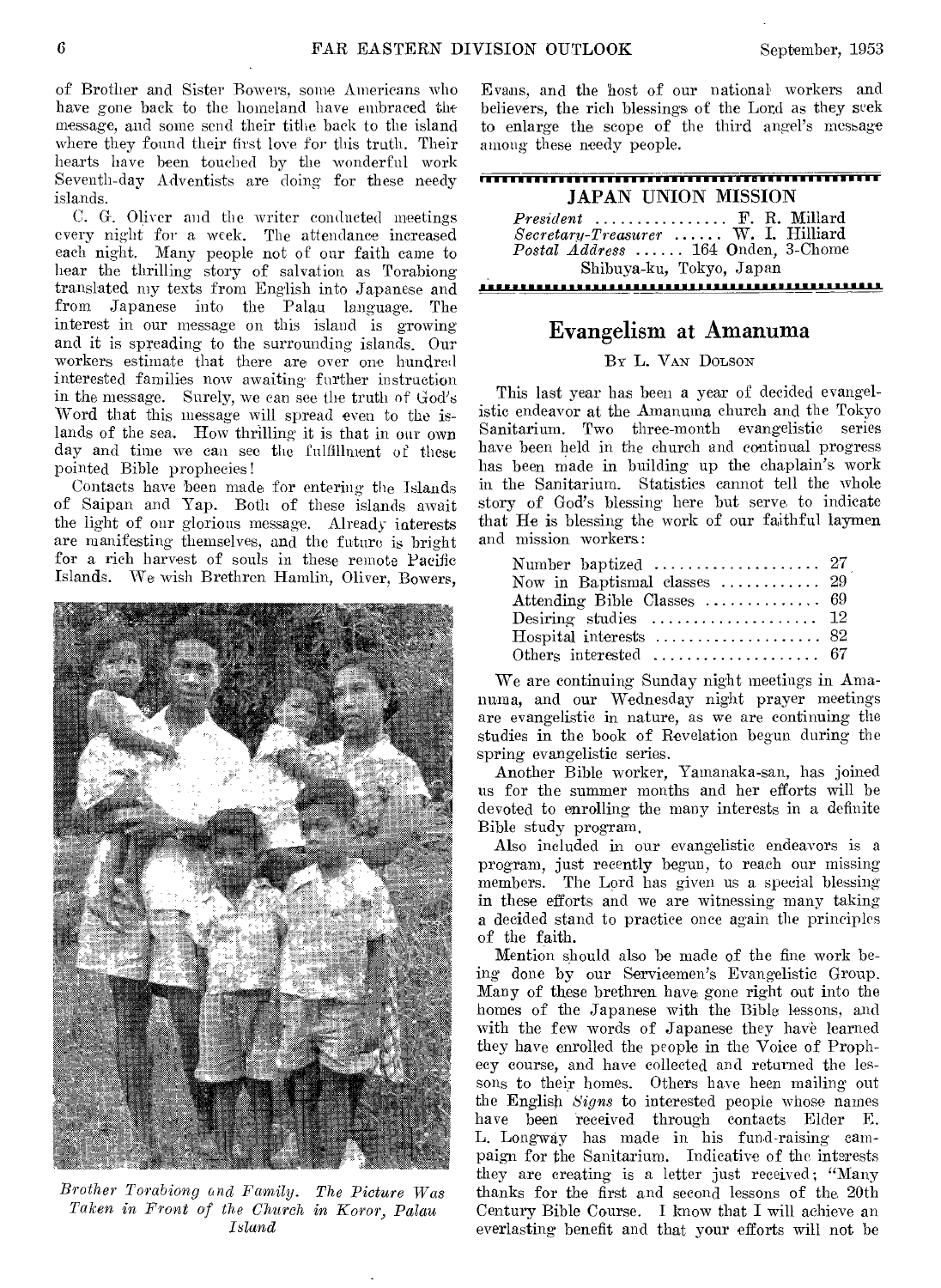of Brother and Sister Bowers, some Americans who have gone back to the homeland have embraced the message, and some send their tithe back to the island where they found their first love for this truth. Their hearts have been touched by the wonderful work Seventh-day Adventists are doing for these needy islands.

C. G. Oliver and the writer conducted meetings every night for a week. The attendance increased each night. Many people not of our faith came to hear the thrilling story of salvation as Torabiong translated my texts from English into Japanese and from Japanese into the Palau language. The interest in our message on this island is growing and it is spreading to the surrounding islands. Our workers estimate that there are over one hundred interested families now awaiting further instruction in the message. Surely, we can see the truth of God's Word that this message will spread even to the islands of the sea. How thrilling it is that in our own day and time we can see the fulfillment of these pointed Bible prophecies!

Contacts have been made for entering the Islands of Saipan and Yap. Both of these islands await the light of our glorious message. Already interests are manifesting themselves, and the future is bright for a rich harvest of souls in these remote Pacific Islands. We wish Brethren Hamlin, Oliver, Bowers, Evans, and the host of our national workers and believers, the rich blessings of the Lord as they seek to enlarge the scope of the third angel's message among these needy people.

*Brother Torabiong and Family. The Picture Was Taken in Front of the Church in Koror, Palau Island*

**JAPAN UNION MISSION**

*President* ................ F. R. Millard
*Secretary-Treasurer* ...... W. I. Hilliard
*Postal Address* ...... 164 Onden, 3-Chome
Shibuya-ku, Tokyo, Japan

## Evangelism at Amanuma

By L. Van Dolson

This last year has been a year of decided evangelistic endeavor at the Amanuma church and the Tokyo Sanitarium. Two three-month evangelistic series have been held in the church and continual progress has been made in building up the chaplain's work in the Sanitarium. Statistics cannot tell the whole story of God's blessing here but serve to indicate that He is blessing the work of our faithful laymen and mission workers:

| | |
|---|---|
| Number baptized | 27 |
| Now in Baptismal classes | 29 |
| Attending Bible Classes | 69 |
| Desiring studies | 12 |
| Hospital interests | 82 |
| Others interested | 67 |

We are continuing Sunday night meetings in Amanuma, and our Wednesday night prayer meetings are evangelistic in nature, as we are continuing the studies in the book of Revelation begun during the spring evangelistic series.

Another Bible worker, Yamanaka-san, has joined us for the summer months and her efforts will be devoted to enrolling the many interests in a definite Bible study program.

Also included in our evangelistic endeavors is a program, just recently begun, to reach our missing members. The Lord has given us a special blessing in these efforts and we are witnessing many taking a decided stand to practice once again the principles of the faith.

Mention should also be made of the fine work being done by our Servicemen's Evangelistic Group. Many of these brethren have gone right out into the homes of the Japanese with the Bible lessons, and with the few words of Japanese they have learned they have enrolled the people in the Voice of Prophecy course, and have collected and returned the lessons to their homes. Others have been mailing out the English *Signs* to interested people whose names have been received through contacts Elder E. L. Longway has made in his fund-raising campaign for the Sanitarium. Indicative of the interests they are creating is a letter just received; "Many thanks for the first and second lessons of the 20th Century Bible Course. I know that I will achieve an everlasting benefit and that your efforts will not be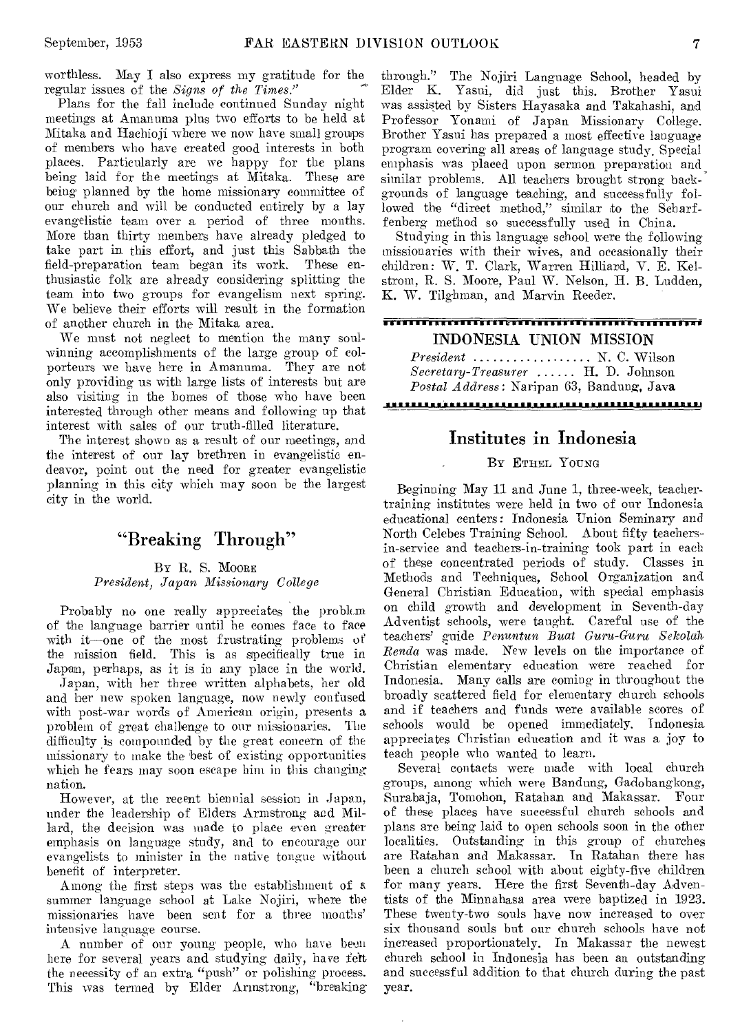worthless. May I also express my gratitude for the regular issues of the *Signs of the Times*."

Plans for the fall include continued Sunday night meetings at Amanuma plus two efforts to be held at Mitaka and Hachioji where we now have small groups of members who have created good interests in both places. Particularly are we happy for the plans being laid for the meetings at Mitaka. These are being planned by the home missionary committee of our church and will be conducted entirely by a lay evangelistic team over a period of three months. More than thirty members have already pledged to take part in this effort, and just this Sabbath the field-preparation team began its work. These enthusiastic folk are already considering splitting the team into two groups for evangelism next spring. We believe their efforts will result in the formation of another church in the Mitaka area.

We must not neglect to mention the many soul-winning accomplishments of the large group of colporteurs we have here in Amanuma. They are not only providing us with large lists of interests but are also visiting in the homes of those who have been interested through other means and following up that interest with sales of our truth-filled literature.

The interest shown as a result of our meetings, and the interest of our lay brethren in evangelistic endeavor, point out the need for greater evangelistic planning in this city which may soon be the largest city in the world.

## "Breaking Through"

By R. S. Moore
*President, Japan Missionary College*

Probably no one really appreciates the problem of the language barrier until he comes face to face with it—one of the most frustrating problems of the mission field. This is as specifically true in Japan, perhaps, as it is in any place in the world.

Japan, with her three written alphabets, her old and her new spoken language, now newly confused with post-war words of American origin, presents a problem of great challenge to our missionaries. The difficulty is compounded by the great concern of the missionary to make the best of existing opportunities which he fears may soon escape him in this changing nation.

However, at the recent biennial session in Japan, under the leadership of Elders Armstrong and Millard, the decision was made to place even greater emphasis on language study, and to encourage our evangelists to minister in the native tongue without benefit of interpreter.

Among the first steps was the establishment of a summer language school at Lake Nojiri, where the missionaries have been sent for a three months' intensive language course.

A number of our young people, who have been here for several years and studying daily, have felt the necessity of an extra "push" or polishing process. This was termed by Elder Armstrong, "breaking through." The Nojiri Language School, headed by Elder K. Yasui, did just this. Brother Yasui was assisted by Sisters Hayasaka and Takahashi, and Professor Yonami of Japan Missionary College. Brother Yasui has prepared a most effective language program covering all areas of language study. Special emphasis was placed upon sermon preparation and similar problems. All teachers brought strong backgrounds of language teaching, and successfully followed the "direct method," similar to the Scharffenberg method so successfully used in China.

Studying in this language school were the following missionaries with their wives, and occasionally their children: W. T. Clark, Warren Hilliard, V. E. Kelstrom, R. S. Moore, Paul W. Nelson, H. B. Ludden, K. W. Tilghman, and Marvin Reeder.

---

### INDONESIA UNION MISSION

*President* .................. N. C. Wilson
*Secretary-Treasurer* ...... H. D. Johnson
*Postal Address*: Naripan 63, Bandung, Java

---

## Institutes in Indonesia

By Ethel Young

Beginning May 11 and June 1, three-week, teacher-training institutes were held in two of our Indonesia educational centers: Indonesia Union Seminary and North Celebes Training School. About fifty teachers-in-service and teachers-in-training took part in each of these concentrated periods of study. Classes in Methods and Techniques, School Organization and General Christian Education, with special emphasis on child growth and development in Seventh-day Adventist schools, were taught. Careful use of the teachers' guide *Penuntun Buat Guru-Guru Sekolah Renda* was made. New levels on the importance of Christian elementary education were reached for Indonesia. Many calls are coming in throughout the broadly scattered field for elementary church schools and if teachers and funds were available scores of schools would be opened immediately. Indonesia appreciates Christian education and it was a joy to teach people who wanted to learn.

Several contacts were made with local church groups, among which were Bandung, Gadobangkong, Surabaja, Tomohon, Ratahan and Makassar. Four of these places have successful church schools and plans are being laid to open schools soon in the other localities. Outstanding in this group of churches are Ratahan and Makassar. In Ratahan there has been a church school with about eighty-five children for many years. Here the first Seventh-day Adventists of the Minnahasa area were baptized in 1923. These twenty-two souls have now increased to over six thousand souls but our church schools have not increased proportionately. In Makassar the newest church school in Indonesia has been an outstanding and successful addition to that church during the past year.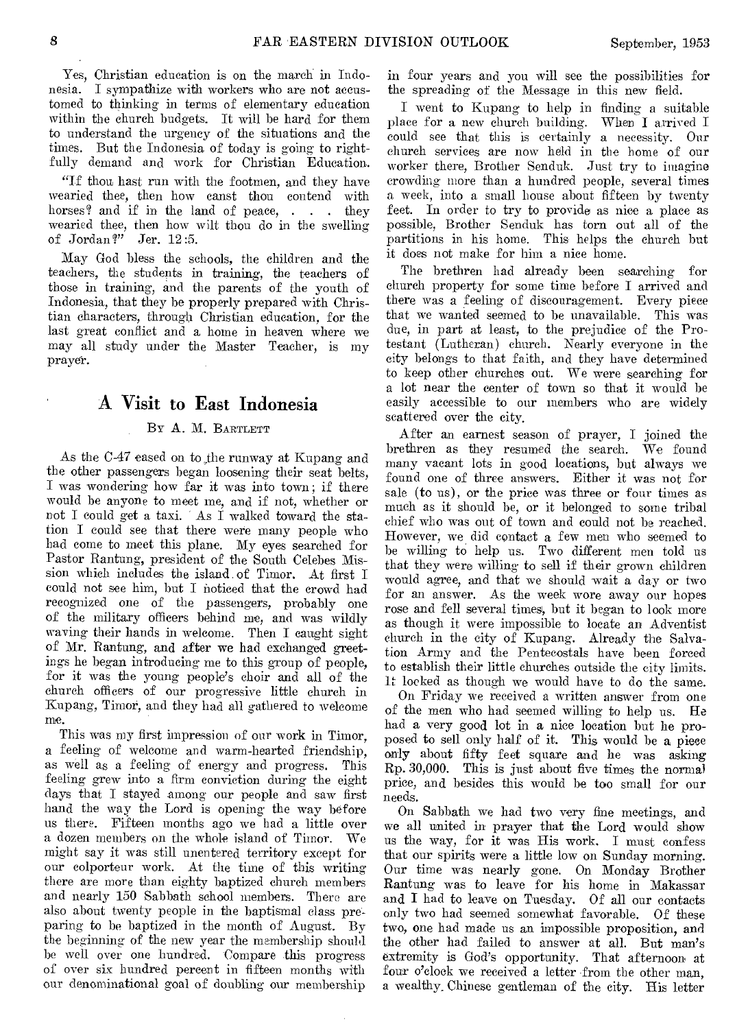Yes, Christian education is on the march in Indonesia. I sympathize with workers who are not accustomed to thinking in terms of elementary education within the church budgets. It will be hard for them to understand the urgency of the situations and the times. But the Indonesia of today is going to rightfully demand and work for Christian Education.

"If thou hast run with the footmen, and they have wearied thee, then how canst thou contend with horses? and if in the land of peace, . . . they wearied thee, then how wilt thou do in the swelling of Jordan?" Jer. 12:5.

May God bless the schools, the children and the teachers, the students in training, the teachers of those in training, and the parents of the youth of Indonesia, that they be properly prepared with Christian characters, through Christian education, for the last great conflict and a home in heaven where we may all study under the Master Teacher, is my prayer.

## A Visit to East Indonesia

By A. M. Bartlett

As the C-47 eased on to the runway at Kupang and the other passengers began loosening their seat belts, I was wondering how far it was into town; if there would be anyone to meet me, and if not, whether or not I could get a taxi. As I walked toward the station I could see that there were many people who had come to meet this plane. My eyes searched for Pastor Rantung, president of the South Celebes Mission which includes the island of Timor. At first I could not see him, but I noticed that the crowd had recognized one of the passengers, probably one of the military officers behind me, and was wildly waving their hands in welcome. Then I caught sight of Mr. Rantung, and after we had exchanged greetings he began introducing me to this group of people, for it was the young people's choir and all of the church officers of our progressive little church in Kupang, Timor, and they had all gathered to welcome me.

This was my first impression of our work in Timor, a feeling of welcome and warm-hearted friendship, as well as a feeling of energy and progress. This feeling grew into a firm conviction during the eight days that I stayed among our people and saw first hand the way the Lord is opening the way before us there. Fifteen months ago we had a little over a dozen members on the whole island of Timor. We might say it was still unentered territory except for our colporteur work. At the time of this writing there are more than eighty baptized church members and nearly 150 Sabbath school members. There are also about twenty people in the baptismal class preparing to be baptized in the month of August. By the beginning of the new year the membership should be well over one hundred. Compare this progress of over six hundred percent in fifteen months with our denominational goal of doubling our membership in four years and you will see the possibilities for the spreading of the Message in this new field.

I went to Kupang to help in finding a suitable place for a new church building. When I arrived I could see that this is certainly a necessity. Our church services are now held in the home of our worker there, Brother Senduk. Just try to imagine crowding more than a hundred people, several times a week, into a small house about fifteen by twenty feet. In order to try to provide as nice a place as possible, Brother Senduk has torn out all of the partitions in his home. This helps the church but it does not make for him a nice home.

The brethren had already been searching for church property for some time before I arrived and there was a feeling of discouragement. Every piece that we wanted seemed to be unavailable. This was due, in part at least, to the prejudice of the Protestant (Lutheran) church. Nearly everyone in the city belongs to that faith, and they have determined to keep other churches out. We were searching for a lot near the center of town so that it would be easily accessible to our members who are widely scattered over the city.

After an earnest season of prayer, I joined the brethren as they resumed the search. We found many vacant lots in good locations, but always we found one of three answers. Either it was not for sale (to us), or the price was three or four times as much as it should be, or it belonged to some tribal chief who was out of town and could not be reached. However, we did contact a few men who seemed to be willing to help us. Two different men told us that they were willing to sell if their grown children would agree, and that we should wait a day or two for an answer. As the week wore away our hopes rose and fell several times, but it began to look more as though it were impossible to locate an Adventist church in the city of Kupang. Already the Salvation Army and the Pentecostals have been forced to establish their little churches outside the city limits. It looked as though we would have to do the same.

On Friday we received a written answer from one of the men who had seemed willing to help us. He had a very good lot in a nice location but he proposed to sell only half of it. This would be a piece only about fifty feet square and he was asking Rp. 30,000. This is just about five times the normal price, and besides this would be too small for our needs.

On Sabbath we had two very fine meetings, and we all united in prayer that the Lord would show us the way, for it was His work. I must confess that our spirits were a little low on Sunday morning. Our time was nearly gone. On Monday Brother Rantung was to leave for his home in Makassar and I had to leave on Tuesday. Of all our contacts only two had seemed somewhat favorable. Of these two, one had made us an impossible proposition, and the other had failed to answer at all. But man's extremity is God's opportunity. That afternoon at four o'clock we received a letter from the other man, a wealthy Chinese gentleman of the city. His letter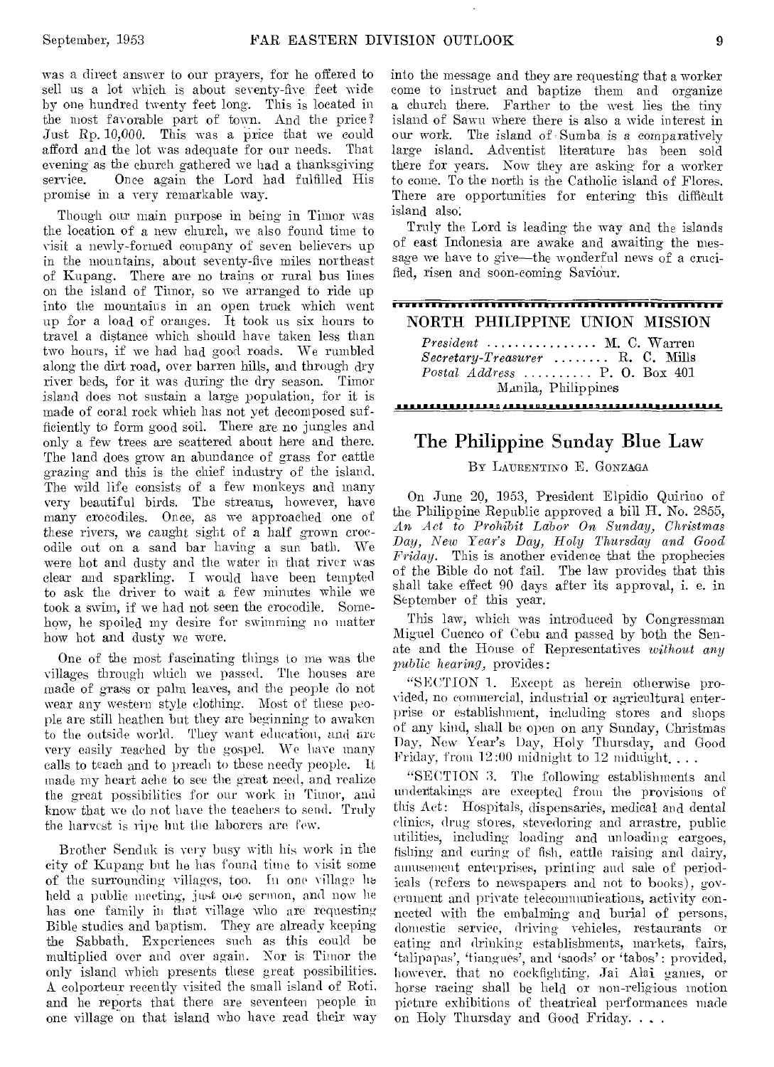was a direct answer to our prayers, for he offered to sell us a lot which is about seventy-five feet wide by one hundred twenty feet long. This is located in the most favorable part of town. And the price? Just Rp. 10,000. This was a price that we could afford and the lot was adequate for our needs. That evening as the church gathered we had a thanksgiving service. Once again the Lord had fulfilled His promise in a very remarkable way.

Though our main purpose in being in Timor was the location of a new church, we also found time to visit a newly-formed company of seven believers up in the mountains, about seventy-five miles northeast of Kupang. There are no trains or rural bus lines on the island of Timor, so we arranged to ride up into the mountains in an open truck which went up for a load of oranges. It took us six hours to travel a distance which should have taken less than two hours, if we had had good roads. We rumbled along the dirt road, over barren hills, and through dry river beds, for it was during the dry season. Timor island does not sustain a large population, for it is made of coral rock which has not yet decomposed sufficiently to form good soil. There are no jungles and only a few trees are scattered about here and there. The land does grow an abundance of grass for cattle grazing and this is the chief industry of the island. The wild life consists of a few monkeys and many very beautiful birds. The streams, however, have many crocodiles. Once, as we approached one of these rivers, we caught sight of a half grown crocodile out on a sand bar having a sun bath. We were hot and dusty and the water in that river was clear and sparkling. I would have been tempted to ask the driver to wait a few minutes while we took a swim, if we had not seen the crocodile. Somehow, he spoiled my desire for swimming no matter how hot and dusty we were.

One of the most fascinating things to me was the villages through which we passed. The houses are made of grass or palm leaves, and the people do not wear any western style clothing. Most of these people are still heathen but they are beginning to awaken to the outside world. They want education, and are very easily reached by the gospel. We have many calls to teach and to preach to these needy people. It made my heart ache to see the great need, and realize the great possibilities for our work in Timor, and know that we do not have the teachers to send. Truly the harvest is ripe but the laborers are few.

Brother Senduk is very busy with his work in the city of Kupang but he has found time to visit some of the surrounding villages, too. In one village he held a public meeting, just one sermon, and now he has one family in that village who are requesting Bible studies and baptism. They are already keeping the Sabbath. Experiences such as this could be multiplied over and over again. Nor is Timor the only island which presents these great possibilities. A colporteur recently visited the small island of Roti, and he reports that there are seventeen people in one village on that island who have read their way into the message and they are requesting that a worker come to instruct and baptize them and organize a church there. Farther to the west lies the tiny island of Sawu where there is also a wide interest in our work. The island of Sumba is a comparatively large island. Adventist literature has been sold there for years. Now they are asking for a worker to come. To the north is the Catholic island of Flores. There are opportunities for entering this difficult island also.

Truly the Lord is leading the way and the islands of east Indonesia are awake and awaiting the message we have to give—the wonderful news of a crucified, risen and soon-coming Saviour.

## NORTH PHILIPPINE UNION MISSION

*President* ................ M. C. Warren
*Secretary-Treasurer* ........ R. C. Mills
*Postal Address* .......... P. O. Box 401
Manila, Philippines

## The Philippine Sunday Blue Law

By Laurentino E. Gonzaga

On June 20, 1953, President Elpidio Quirino of the Philippine Republic approved a bill H. No. 2855, *An Act to Prohibit Labor On Sunday, Christmas Day, New Year's Day, Holy Thursday and Good Friday.* This is another evidence that the prophecies of the Bible do not fail. The law provides that this shall take effect 90 days after its approval, i. e. in September of this year.

This law, which was introduced by Congressman Miguel Cuenco of Cebu and passed by both the Senate and the House of Representatives *without any public hearing,* provides:

"SECTION 1. Except as herein otherwise provided, no commercial, industrial or agricultural enterprise or establishment, including stores and shops of any kind, shall be open on any Sunday, Christmas Day, New Year's Day, Holy Thursday, and Good Friday, from 12:00 midnight to 12 midnight. . . .

"SECTION 3. The following establishments and undertakings are excepted from the provisions of this Act: Hospitals, dispensaries, medical and dental clinics, drug stores, stevedoring and arrastre, public utilities, including loading and unloading cargoes, fishing and curing of fish, cattle raising and dairy, amusement enterprises, printing and sale of periodicals (refers to newspapers and not to books), government and private telecommunications, activity connected with the embalming and burial of persons, domestic service, driving vehicles, restaurants or eating and drinking establishments, markets, fairs, 'talipapas', 'tiangues', and 'saods' or 'tabos': provided, however, that no cockfighting, Jai Alai games, or horse racing shall be held or non-religious motion picture exhibitions of theatrical performances made on Holy Thursday and Good Friday. . . .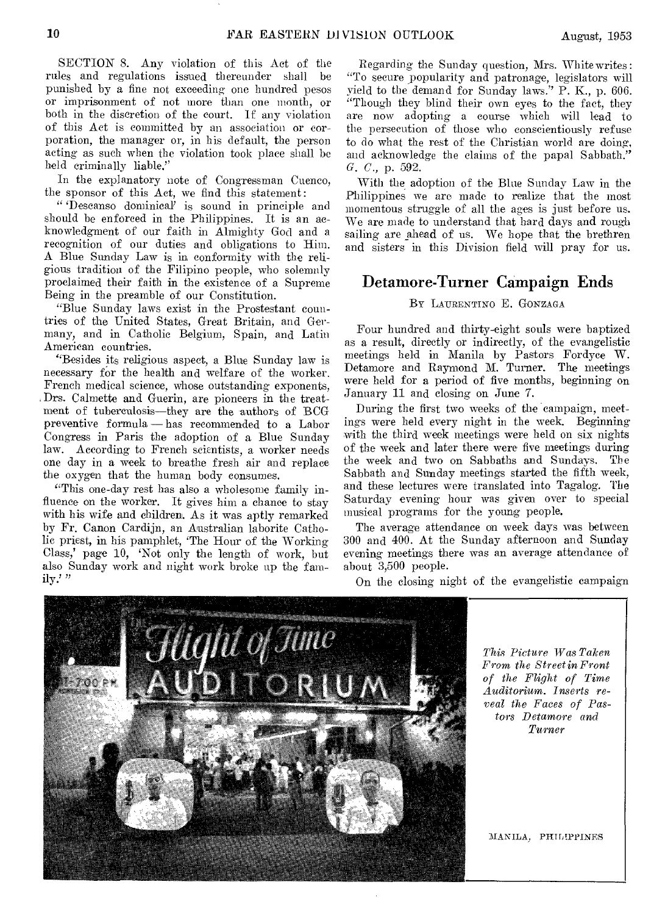SECTION 8. Any violation of this Act of the rules and regulations issued thereunder shall be punished by a fine not exceeding one hundred pesos or imprisonment of not more than one month, or both in the discretion of the court. If any violation of this Act is committed by an association or corporation, the manager or, in his default, the person acting as such when the violation took place shall be held criminally liable."

In the explanatory note of Congressman Cuenco, the sponsor of this Act, we find this statement:

"'Descanso dominical' is sound in principle and should be enforced in the Philippines. It is an acknowledgment of our faith in Almighty God and a recognition of our duties and obligations to Him. A Blue Sunday Law is in conformity with the religious tradition of the Filipino people, who solemnly proclaimed their faith in the existence of a Supreme Being in the preamble of our Constitution.

"Blue Sunday laws exist in the Prostestant countries of the United States, Great Britain, and Germany, and in Catholic Belgium, Spain, and Latin American countries.

"Besides its religious aspect, a Blue Sunday law is necessary for the health and welfare of the worker. French medical science, whose outstanding exponents, Drs. Calmette and Guerin, are pioneers in the treatment of tuberculosis—they are the authors of BCG preventive formula — has recommended to a Labor Congress in Paris the adoption of a Blue Sunday law. According to French scientists, a worker needs one day in a week to breathe fresh air and replace the oxygen that the human body consumes.

"This one-day rest has also a wholesome family influence on the worker. It gives him a chance to stay with his wife and children. As it was aptly remarked by Fr. Canon Cardijn, an Australian laborite Catholic priest, in his pamphlet, 'The Hour of the Working Class,' page 10, 'Not only the length of work, but also Sunday work and night work broke up the family.'"

Regarding the Sunday question, Mrs. White writes: "To secure popularity and patronage, legislators will yield to the demand for Sunday laws." P. K., p. 606. "Though they blind their own eyes to the fact, they are now adopting a course which will lead to the persecution of those who conscientiously refuse to do what the rest of the Christian world are doing, and acknowledge the claims of the papal Sabbath." *G. C.*, p. 592.

With the adoption of the Blue Sunday Law in the Philippines we are made to realize that the most momentous struggle of all the ages is just before us. We are made to understand that hard days and rough sailing are ahead of us. We hope that the brethren and sisters in this Division field will pray for us.

## Detamore-Turner Campaign Ends

By Laurentino E. Gonzaga

Four hundred and thirty-eight souls were baptized as a result, directly or indirectly, of the evangelistic meetings held in Manila by Pastors Fordyce W. Detamore and Raymond M. Turner. The meetings were held for a period of five months, beginning on January 11 and closing on June 7.

During the first two weeks of the campaign, meetings were held every night in the week. Beginning with the third week meetings were held on six nights of the week and later there were five meetings during the week and two on Sabbaths and Sundays. The Sabbath and Sunday meetings started the fifth week, and these lectures were translated into Tagalog. The Saturday evening hour was given over to special musical programs for the young people.

The average attendance on week days was between 300 and 400. At the Sunday afternoon and Sunday evening meetings there was an average attendance of about 3,500 people.

On the closing night of the evangelistic campaign

*This Picture Was Taken From the Street in Front of the Flight of Time Auditorium. Inserts reveal the Faces of Pastors Detamore and Turner*

MANILA, PHILIPPINES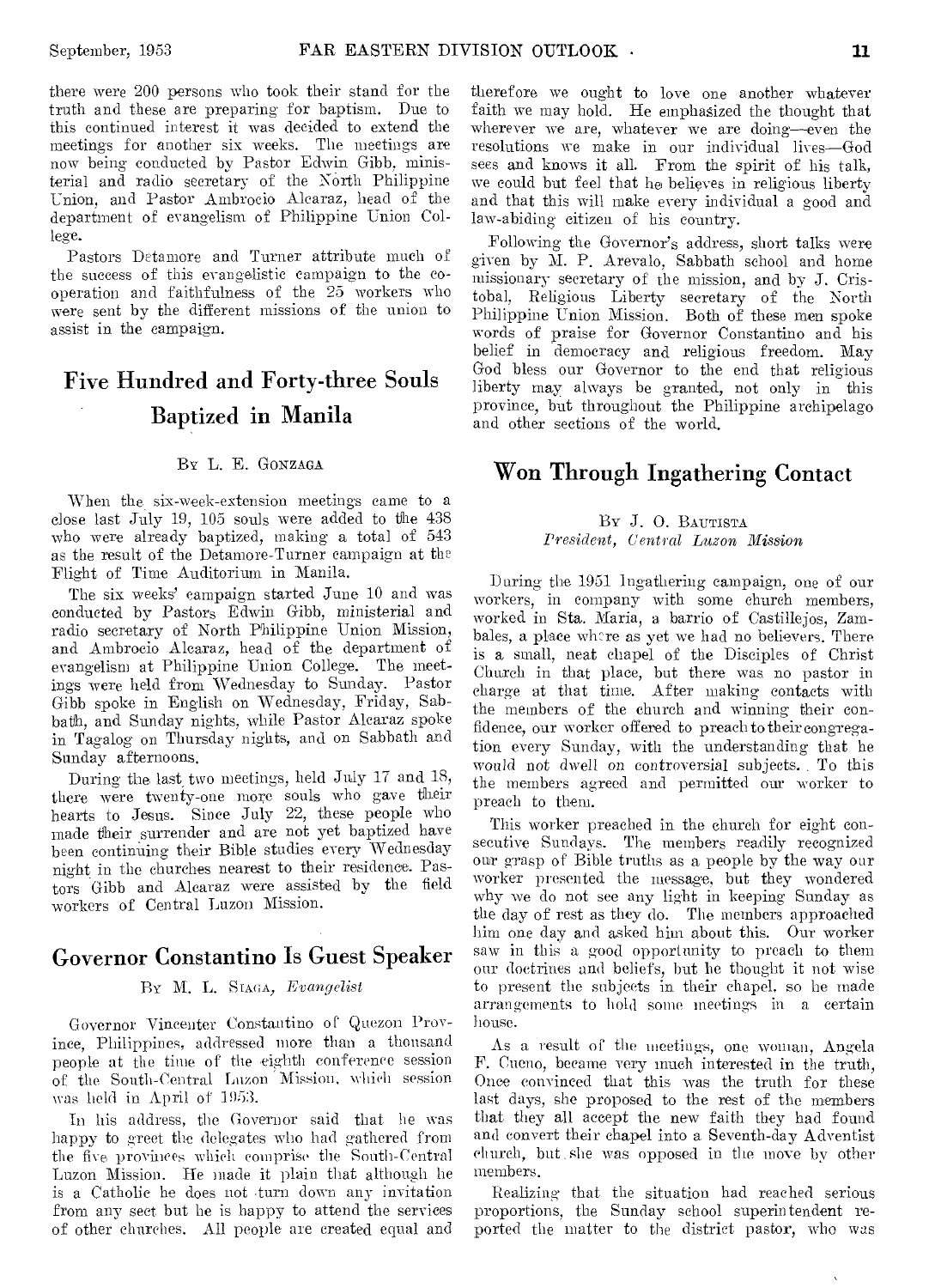there were 200 persons who took their stand for the truth and these are preparing for baptism. Due to this continued interest it was decided to extend the meetings for another six weeks. The meetings are now being conducted by Pastor Edwin Gibb, ministerial and radio secretary of the North Philippine Union, and Pastor Ambrocio Alcaraz, head of the department of evangelism of Philippine Union College.

Pastors Detamore and Turner attribute much of the success of this evangelistic campaign to the cooperation and faithfulness of the 25 workers who were sent by the different missions of the union to assist in the campaign.

## Five Hundred and Forty-three Souls Baptized in Manila

By L. E. Gonzaga

When the six-week-extension meetings came to a close last July 19, 105 souls were added to the 438 who were already baptized, making a total of 543 as the result of the Detamore-Turner campaign at the Flight of Time Auditorium in Manila.

The six weeks' campaign started June 10 and was conducted by Pastors Edwin Gibb, ministerial and radio secretary of North Philippine Union Mission, and Ambrocio Alcaraz, head of the department of evangelism at Philippine Union College. The meetings were held from Wednesday to Sunday. Pastor Gibb spoke in English on Wednesday, Friday, Sabbath, and Sunday nights, while Pastor Alcaraz spoke in Tagalog on Thursday nights, and on Sabbath and Sunday afternoons.

During the last two meetings, held July 17 and 18, there were twenty-one more souls who gave their hearts to Jesus. Since July 22, these people who made their surrender and are not yet baptized have been continuing their Bible studies every Wednesday night in the churches nearest to their residence. Pastors Gibb and Alcaraz were assisted by the field workers of Central Luzon Mission.

## Governor Constantino Is Guest Speaker

By M. L. Siaga, *Evangelist*

Governor Vincenter Constantino of Quezon Province, Philippines, addressed more than a thousand people at the time of the eighth conference session of the South-Central Luzon Mission, which session was held in April of 1953.

In his address, the Governor said that he was happy to greet the delegates who had gathered from the five provinces which comprise the South-Central Luzon Mission. He made it plain that although he is a Catholic he does not turn down any invitation from any sect but he is happy to attend the services of other churches. All people are created equal and therefore we ought to love one another whatever faith we may hold. He emphasized the thought that wherever we are, whatever we are doing—even the resolutions we make in our individual lives—God sees and knows it all. From the spirit of his talk, we could but feel that he believes in religious liberty and that this will make every individual a good and law-abiding citizen of his country.

Following the Governor's address, short talks were given by M. P. Arevalo, Sabbath school and home missionary secretary of the mission, and by J. Cristobal, Religious Liberty secretary of the North Philippine Union Mission. Both of these men spoke words of praise for Governor Constantino and his belief in democracy and religious freedom. May God bless our Governor to the end that religious liberty may always be granted, not only in this province, but throughout the Philippine archipelago and other sections of the world.

## Won Through Ingathering Contact

By J. O. Bautista
*President, Central Luzon Mission*

During the 1951 Ingathering campaign, one of our workers, in company with some church members, worked in Sta. Maria, a barrio of Castillejos, Zambales, a place where as yet we had no believers. There is a small, neat chapel of the Disciples of Christ Church in that place, but there was no pastor in charge at that time. After making contacts with the members of the church and winning their confidence, our worker offered to preach to their congregation every Sunday, with the understanding that he would not dwell on controversial subjects. To this the members agreed and permitted our worker to preach to them.

This worker preached in the church for eight consecutive Sundays. The members readily recognized our grasp of Bible truths as a people by the way our worker presented the message, but they wondered why we do not see any light in keeping Sunday as the day of rest as they do. The members approached him one day and asked him about this. Our worker saw in this a good opportunity to preach to them our doctrines and beliefs, but he thought it not wise to present the subjects in their chapel, so he made arrangements to hold some meetings in a certain house.

As a result of the meetings, one woman, Angela F. Cueno, became very much interested in the truth. Once convinced that this was the truth for these last days, she proposed to the rest of the members that they all accept the new faith they had found and convert their chapel into a Seventh-day Adventist church, but she was opposed in the move by other members.

Realizing that the situation had reached serious proportions, the Sunday school superintendent reported the matter to the district pastor, who was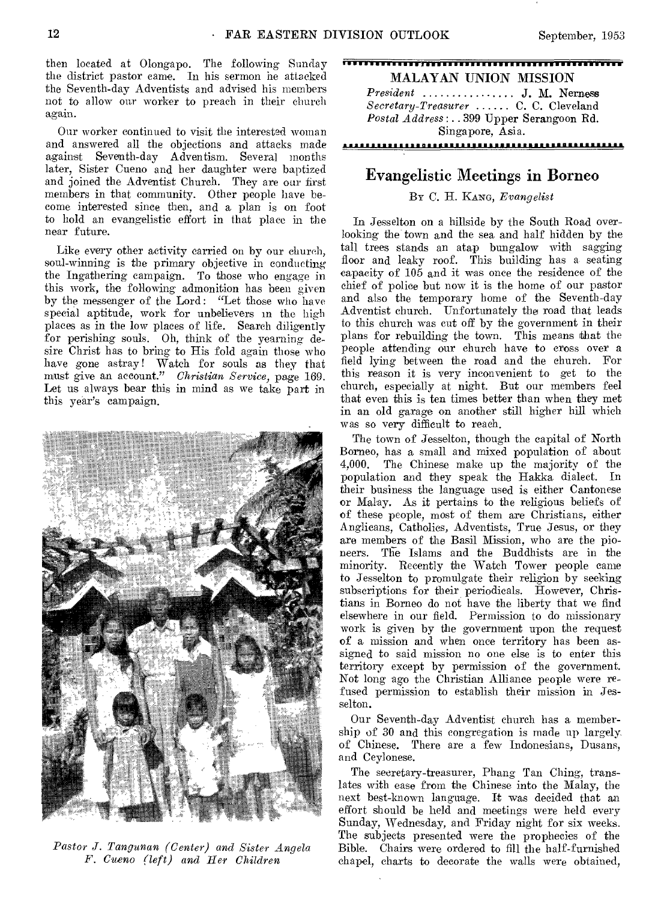then located at Olongapo. The following Sunday the district pastor came. In his sermon he attacked the Seventh-day Adventists and advised his members not to allow our worker to preach in their church again.

Our worker continued to visit the interested woman and answered all the objections and attacks made against Seventh-day Adventism. Several months later, Sister Cueno and her daughter were baptized and joined the Adventist Church. They are our first members in that community. Other people have become interested since then, and a plan is on foot to hold an evangelistic effort in that place in the near future.

Like every other activity carried on by our church, soul-winning is the primary objective in conducting the Ingathering campaign. To those who engage in this work, the following admonition has been given by the messenger of the Lord: "Let those who have special aptitude, work for unbelievers in the high places as in the low places of life. Search diligently for perishing souls. Oh, think of the yearning desire Christ has to bring to His fold again those who have gone astray! Watch for souls as they that must give an account." *Christian Service,* page 169. Let us always bear this in mind as we take part in this year's campaign.

*Pastor J. Tangunan (Center) and Sister Angela F. Cueno (left) and Her Children*

MALAYAN UNION MISSION

*President* ................ J. M. Nerness
*Secretary-Treasurer* ...... C. C. Cleveland
*Postal Address*: .. 399 Upper Serangoon Rd. Singapore, Asia.

## Evangelistic Meetings in Borneo

By C. H. Kang, *Evangelist*

In Jesselton on a hillside by the South Road overlooking the town and the sea and half hidden by the tall trees stands an atap bungalow with sagging floor and leaky roof. This building has a seating capacity of 105 and it was once the residence of the chief of police but now it is the home of our pastor and also the temporary home of the Seventh-day Adventist church. Unfortunately the road that leads to this church was cut off by the government in their plans for rebuilding the town. This means that the people attending our church have to cross over a field lying between the road and the church. For this reason it is very inconvenient to get to the church, especially at night. But our members feel that even this is ten times better than when they met in an old garage on another still higher hill which was so very difficult to reach.

The town of Jesselton, though the capital of North Borneo, has a small and mixed population of about 4,000. The Chinese make up the majority of the population and they speak the Hakka dialect. In their business the language used is either Cantonese or Malay. As it pertains to the religious beliefs of of these people, most of them are Christians, either Anglicans, Catholics, Adventists, True Jesus, or they are members of the Basil Mission, who are the pioneers. The Islams and the Buddhists are in the minority. Recently the Watch Tower people came to Jesselton to promulgate their religion by seeking subscriptions for their periodicals. However, Christians in Borneo do not have the liberty that we find elsewhere in our field. Permission to do missionary work is given by the government upon the request of a mission and when once territory has been assigned to said mission no one else is to enter this territory except by permission of the government. Not long ago the Christian Alliance people were refused permission to establish their mission in Jesselton.

Our Seventh-day Adventist church has a membership of 30 and this congregation is made up largely of Chinese. There are a few Indonesians, Dusans, and Ceylonese.

The secretary-treasurer, Phang Tan Ching, translates with ease from the Chinese into the Malay, the next best-known language. It was decided that an effort should be held and meetings were held every Sunday, Wednesday, and Friday night for six weeks. The subjects presented were the prophecies of the Bible. Chairs were ordered to fill the half-furnished chapel, charts to decorate the walls were obtained,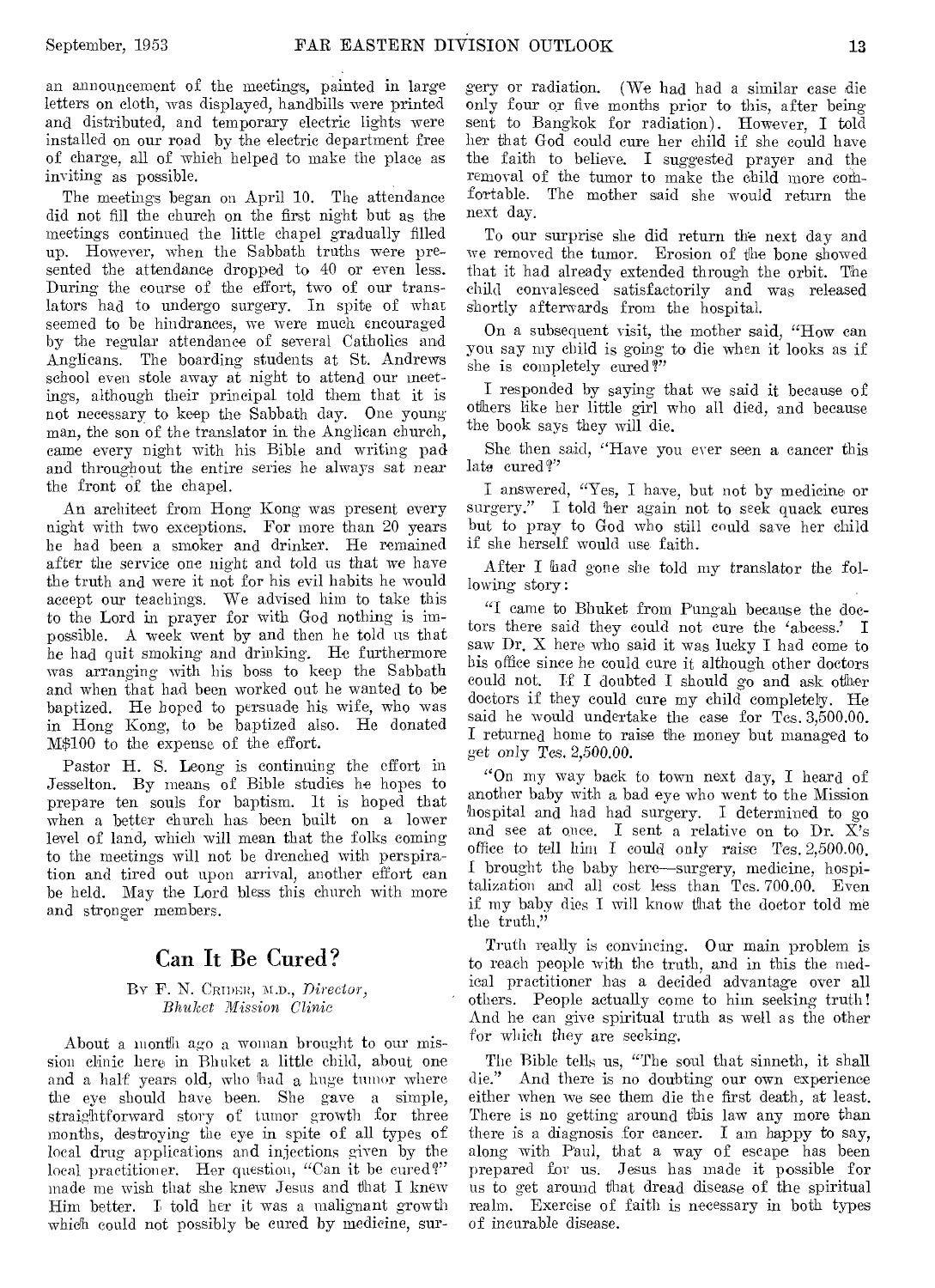an announcement of the meetings, painted in large letters on cloth, was displayed, handbills were printed and distributed, and temporary electric lights were installed on our road by the electric department free of charge, all of which helped to make the place as inviting as possible.

The meetings began on April 10. The attendance did not fill the church on the first night but as the meetings continued the little chapel gradually filled up. However, when the Sabbath truths were presented the attendance dropped to 40 or even less. During the course of the effort, two of our translators had to undergo surgery. In spite of what seemed to be hindrances, we were much encouraged by the regular attendance of several Catholics and Anglicans. The boarding students at St. Andrews school even stole away at night to attend our meetings, although their principal told them that it is not necessary to keep the Sabbath day. One young man, the son of the translator in the Anglican church, came every night with his Bible and writing pad and throughout the entire series he always sat near the front of the chapel.

An architect from Hong Kong was present every night with two exceptions. For more than 20 years he had been a smoker and drinker. He remained after the service one night and told us that we have the truth and were it not for his evil habits he would accept our teachings. We advised him to take this to the Lord in prayer for with God nothing is impossible. A week went by and then he told us that he had quit smoking and drinking. He furthermore was arranging with his boss to keep the Sabbath and when that had been worked out he wanted to be baptized. He hoped to persuade his wife, who was in Hong Kong, to be baptized also. He donated M$100 to the expense of the effort.

Pastor H. S. Leong is continuing the effort in Jesselton. By means of Bible studies he hopes to prepare ten souls for baptism. It is hoped that when a better church has been built on a lower level of land, which will mean that the folks coming to the meetings will not be drenched with perspiration and tired out upon arrival, another effort can be held. May the Lord bless this church with more and stronger members.

## Can It Be Cured?

By F. N. Crider, M.D., *Director, Bhuket Mission Clinic*

About a month ago a woman brought to our mission clinic here in Bhuket a little child, about one and a half years old, who had a huge tumor where the eye should have been. She gave a simple, straightforward story of tumor growth for three months, destroying the eye in spite of all types of local drug applications and injections given by the local practitioner. Her question, "Can it be cured?" made me wish that she knew Jesus and that I knew Him better. I told her it was a malignant growth which could not possibly be cured by medicine, surgery or radiation. (We had had a similar case die only four or five months prior to this, after being sent to Bangkok for radiation). However, I told her that God could cure her child if she could have the faith to believe. I suggested prayer and the removal of the tumor to make the child more comfortable. The mother said she would return the next day.

To our surprise she did return the next day and we removed the tumor. Erosion of the bone showed that it had already extended through the orbit. The child convalesced satisfactorily and was released shortly afterwards from the hospital.

On a subsequent visit, the mother said, "How can you say my child is going to die when it looks as if she is completely cured?"

I responded by saying that we said it because of others like her little girl who all died, and because the book says they will die.

She then said, "Have you ever seen a cancer this late cured?"

I answered, "Yes, I have, but not by medicine or surgery." I told her again not to seek quack cures but to pray to God who still could save her child if she herself would use faith.

After I had gone she told my translator the following story:

"I came to Bhuket from Pungah because the doctors there said they could not cure the 'abcess.' I saw Dr. X here who said it was lucky I had come to his office since he could cure it although other doctors could not. If I doubted I should go and ask other doctors if they could cure my child completely. He said he would undertake the case for Tcs. 3,500.00. I returned home to raise the money but managed to get only Tcs. 2,500.00.

"On my way back to town next day, I heard of another baby with a bad eye who went to the Mission hospital and had had surgery. I determined to go and see at once. I sent a relative on to Dr. X's office to tell him I could only raise Tcs. 2,500.00. I brought the baby here—surgery, medicine, hospitalization and all cost less than Tcs. 700.00. Even if my baby dies I will know that the doctor told me the truth."

Truth really is convincing. Our main problem is to reach people with the truth, and in this the medical practitioner has a decided advantage over all others. People actually come to him seeking truth! And he can give spiritual truth as well as the other for which they are seeking.

The Bible tells us, "The soul that sinneth, it shall die." And there is no doubting our own experience either when we see them die the first death, at least. There is no getting around this law any more than there is a diagnosis for cancer. I am happy to say, along with Paul, that a way of escape has been prepared for us. Jesus has made it possible for us to get around that dread disease of the spiritual realm. Exercise of faith is necessary in both types of incurable disease.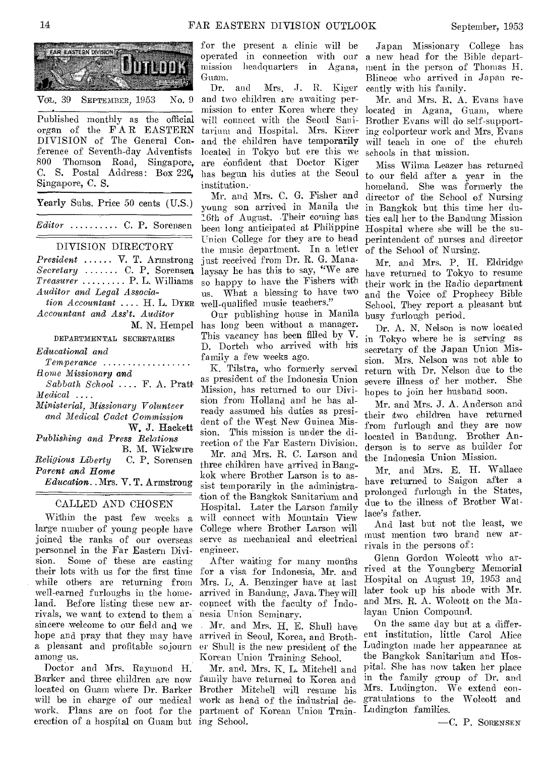VOL. 39 SEPTEMBER, 1953 No. 9

Published monthly as the official organ of the FAR EASTERN DIVISION of The General Conference of Seventh-day Adventists 800 Thomson Road, Singapore, C. S. Postal Address: Box 226, Singapore, C. S.

Yearly Subs. Price 50 cents (U.S.)

*Editor* .......... C. P. Sorensen

DIVISION DIRECTORY

*President* ...... V. T. Armstrong
*Secretary* ....... C. P. Sorensen
*Treasurer* ......... P. L. Williams
*Auditor and Legal Association Accountant* .... H. L. DYER
*Accountant and Ass't. Auditor* M. N. Hempel

DEPARTMENTAL SECRETARIES

*Educational and Temperance* ..................
*Home Missionary and Sabbath School* .... F. A. Pratt
*Medical* ....
*Ministerial, Missionary Volunteer and Medical Cadet Commission* W. J. Hackett
*Publishing and Press Relations* B. M. Wickwire
*Religious Liberty* C. P. Sorensen
*Parent and Home Education*..Mrs. V. T. Armstrong

## CALLED AND CHOSEN

Within the past few weeks a large number of young people have joined the ranks of our overseas personnel in the Far Eastern Division. Some of these are casting their lots with us for the first time while others are returning from well-earned furloughs in the homeland. Before listing these new arrivals, we want to extend to them a sincere welcome to our field and we hope and pray that they may have a pleasant and profitable sojourn among us.

Doctor and Mrs. Raymond H. Barker and three children are now located on Guam where Dr. Barker will be in charge of our medical work. Plans are on foot for the erection of a hospital on Guam but for the present a clinic will be operated in connection with our mission headquarters in Agana, Guam.

Dr. and Mrs. J. R. Kiger and two children are awaiting permission to enter Korea where they will connect with the Seoul Sanitarium and Hospital. Mrs. Kiger and the children have temporarily located in Tokyo but ere this we are confident that Doctor Kiger has begun his duties at the Seoul institution.

Mr. and Mrs. C. G. Fisher and young son arrived in Manila the 16th of August. Their coming has been long anticipated at Philippine Union College for they are to head the music department. In a letter just received from Dr. R. G. Manalaysay he has this to say, "We are so happy to have the Fishers with us. What a blessing to have two well-qualified music teachers."

Our publishing house in Manila has long been without a manager. This vacancy has been filled by V. D. Dortch who arrived with his family a few weeks ago.

K. Tilstra, who formerly served as president of the Indonesia Union Mission, has returned to our Division from Holland and he has already assumed his duties as president of the West New Guinea Mission. This mission is under the direction of the Far Eastern Division.

Mr. and Mrs. R. C. Larson and three children have arrived in Bangkok where Brother Larson is to assist temporarily in the administration of the Bangkok Sanitarium and Hospital. Later the Larson family will connect with Mountain View College where Brother Larson will serve as mechanical and electrical engineer.

After waiting for many months for a visa for Indonesia, Mr. and Mrs. L. A. Benzinger have at last arrived in Bandung, Java. They will connect with the faculty of Indonesia Union Seminary.

Mr. and Mrs. H. E. Shull have arrived in Seoul, Korea, and Brother Shull is the new president of the Korean Union Training School.

Mr. and Mrs. K. L. Mitchell and family have returned to Korea and Brother Mitchell will resume his work as head of the industrial department of Korean Union Training School.

Japan Missionary College has a new head for the Bible department in the person of Thomas H. Blincoe who arrived in Japan recently with his family.

Mr. and Mrs. R. A. Evans have located in Agana, Guam, where Brother Evans will do self-supporting colporteur work and Mrs. Evans will teach in one of the church schools in that mission.

Miss Wilma Leazer has returned to our field after a year in the homeland. She was formerly the director of the School of Nursing in Bangkok but this time her duties call her to the Bandung Mission Hospital where she will be the superintendent of nurses and director of the School of Nursing.

Mr. and Mrs. P. H. Eldridge have returned to Tokyo to resume their work in the Radio department and the Voice of Prophecy Bible School. They report a pleasant but busy furlough period.

Dr. A. N. Nelson is now located in Tokyo where he is serving as secretary of the Japan Union Mission. Mrs. Nelson was not able to return with Dr. Nelson due to the severe illness of her mother. She hopes to join her husband soon.

Mr. and Mrs. J. A. Anderson and their two children have returned from furlough and they are now located in Bandung. Brother Anderson is to serve as builder for the Indonesia Union Mission.

Mr. and Mrs. E. H. Wallace have returned to Saigon after a prolonged furlough in the States, due to the illness of Brother Wallace's father.

And last but not the least, we must mention two brand new arrivals in the persons of:

Glenn Gordon Wolcott who arrived at the Youngberg Memorial Hospital on August 19, 1953 and later took up his abode with Mr. and Mrs. R. A. Wolcott on the Malayan Union Compound.

On the same day but at a different institution, little Carol Alice Ludington made her appearance at the Bangkok Sanitarium and Hospital. She has now taken her place in the family group of Dr. and Mrs. Ludington. We extend congratulations to the Wolcott and Ludington families.

—C. P. SORENSEN